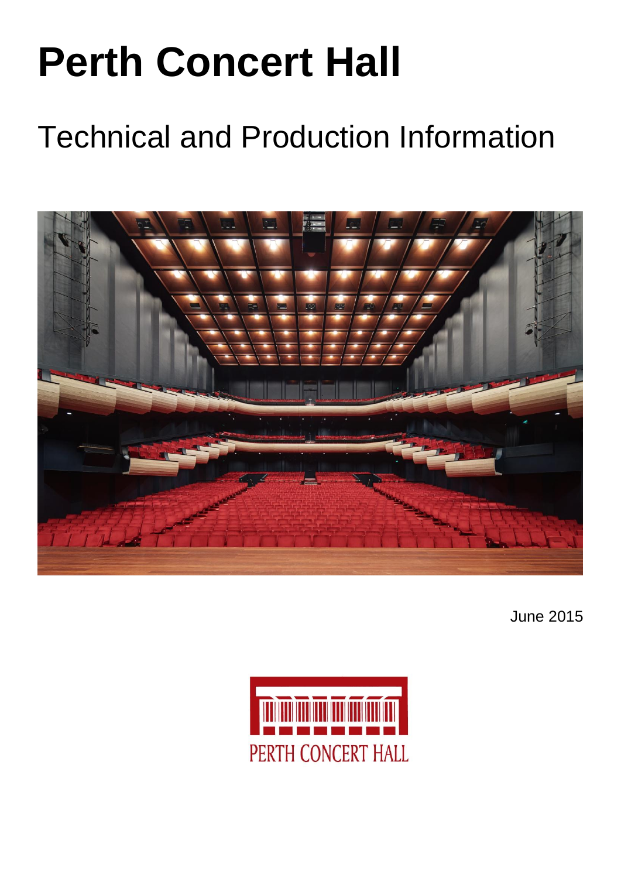# Perth Concert Hall

## Technical and Production Information

June 2015

PERTH CONCERT HALL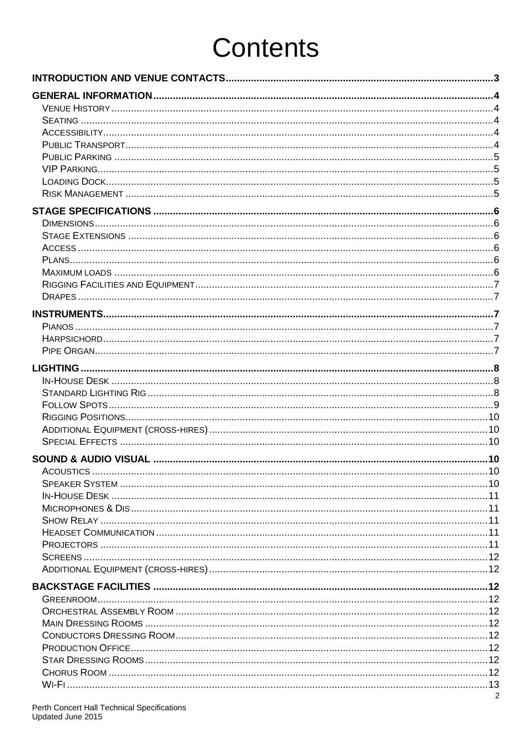# Contents

**INTRODUCTION AND VENUE CONTACTS** .......... 3

**GENERAL INFORMATION** .......... 4
- Venue History .......... 4
- Seating .......... 4
- Accessibility .......... 4
- Public Transport .......... 4
- Public Parking .......... 5
- VIP Parking .......... 5
- Loading Dock .......... 5
- Risk Management .......... 5

**STAGE SPECIFICATIONS** .......... 6
- Dimensions .......... 6
- Stage Extensions .......... 6
- Access .......... 6
- Plans .......... 6
- Maximum loads .......... 6
- Rigging Facilities and Equipment .......... 7
- Drapes .......... 7

**INSTRUMENTS** .......... 7
- Pianos .......... 7
- Harpsichord .......... 7
- Pipe Organ .......... 7

**LIGHTING** .......... 8
- In-House Desk .......... 8
- Standard Lighting Rig .......... 8
- Follow Spots .......... 9
- Rigging Positions .......... 10
- Additional Equipment (cross-hires) .......... 10
- Special Effects .......... 10

**SOUND & AUDIO VISUAL** .......... 10
- Acoustics .......... 10
- Speaker System .......... 10
- In-House Desk .......... 11
- Microphones & DIs .......... 11
- Show Relay .......... 11
- Headset Communication .......... 11
- Projectors .......... 11
- Screens .......... 12
- Additional Equipment (cross-hires) .......... 12

**BACKSTAGE FACILITIES** .......... 12
- Greenroom .......... 12
- Orchestral Assembly Room .......... 12
- Main Dressing Rooms .......... 12
- Conductors Dressing Room .......... 12
- Production Office .......... 12
- Star Dressing Rooms .......... 12
- Chorus Room .......... 12
- Wi-Fi .......... 13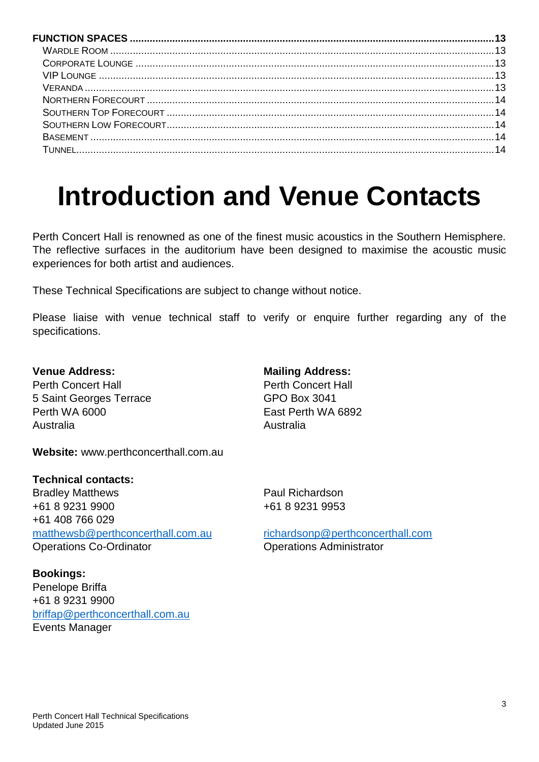**FUNCTION SPACES** ............................................................................................................................. 13

WARDLE ROOM ................................................................................................................................. 13
CORPORATE LOUNGE ........................................................................................................................ 13
VIP LOUNGE ..................................................................................................................................... 13
VERANDA .......................................................................................................................................... 13
NORTHERN FORECOURT ................................................................................................................... 14
SOUTHERN TOP FORECOURT ............................................................................................................. 14
SOUTHERN LOW FORECOURT ............................................................................................................. 14
BASEMENT ........................................................................................................................................ 14
TUNNEL ............................................................................................................................................. 14

# Introduction and Venue Contacts

Perth Concert Hall is renowned as one of the finest music acoustics in the Southern Hemisphere. The reflective surfaces in the auditorium have been designed to maximise the acoustic music experiences for both artist and audiences.

These Technical Specifications are subject to change without notice.

Please liaise with venue technical staff to verify or enquire further regarding any of the specifications.

**Venue Address:**
Perth Concert Hall
5 Saint Georges Terrace
Perth WA 6000
Australia

**Mailing Address:**
Perth Concert Hall
GPO Box 3041
East Perth WA 6892
Australia

**Website:** www.perthconcerthall.com.au

**Technical contacts:**

Bradley Matthews
+61 8 9231 9900
+61 408 766 029
matthewsb@perthconcerthall.com.au
Operations Co-Ordinator

Paul Richardson
+61 8 9231 9953
richardsonp@perthconcerthall.com
Operations Administrator

**Bookings:**
Penelope Briffa
+61 8 9231 9900
briffap@perthconcerthall.com.au
Events Manager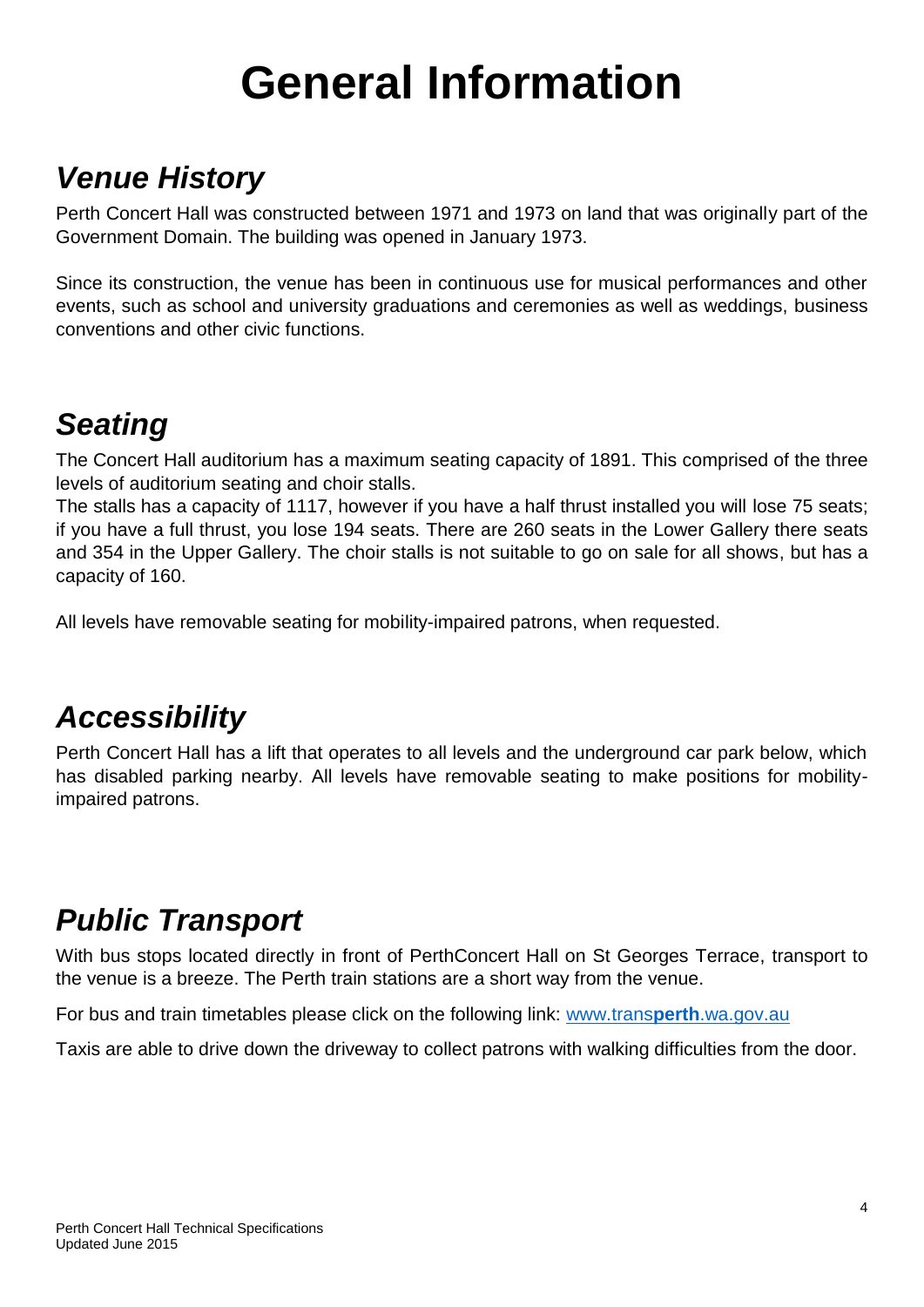# General Information

## *Venue History*

Perth Concert Hall was constructed between 1971 and 1973 on land that was originally part of the Government Domain. The building was opened in January 1973.

Since its construction, the venue has been in continuous use for musical performances and other events, such as school and university graduations and ceremonies as well as weddings, business conventions and other civic functions.

## *Seating*

The Concert Hall auditorium has a maximum seating capacity of 1891. This comprised of the three levels of auditorium seating and choir stalls.
The stalls has a capacity of 1117, however if you have a half thrust installed you will lose 75 seats; if you have a full thrust, you lose 194 seats. There are 260 seats in the Lower Gallery there seats and 354 in the Upper Gallery. The choir stalls is not suitable to go on sale for all shows, but has a capacity of 160.

All levels have removable seating for mobility-impaired patrons, when requested.

## *Accessibility*

Perth Concert Hall has a lift that operates to all levels and the underground car park below, which has disabled parking nearby. All levels have removable seating to make positions for mobility-impaired patrons.

## *Public Transport*

With bus stops located directly in front of PerthConcert Hall on St Georges Terrace, transport to the venue is a breeze. The Perth train stations are a short way from the venue.

For bus and train timetables please click on the following link: [www.transperth.wa.gov.au](http://www.transperth.wa.gov.au)

Taxis are able to drive down the driveway to collect patrons with walking difficulties from the door.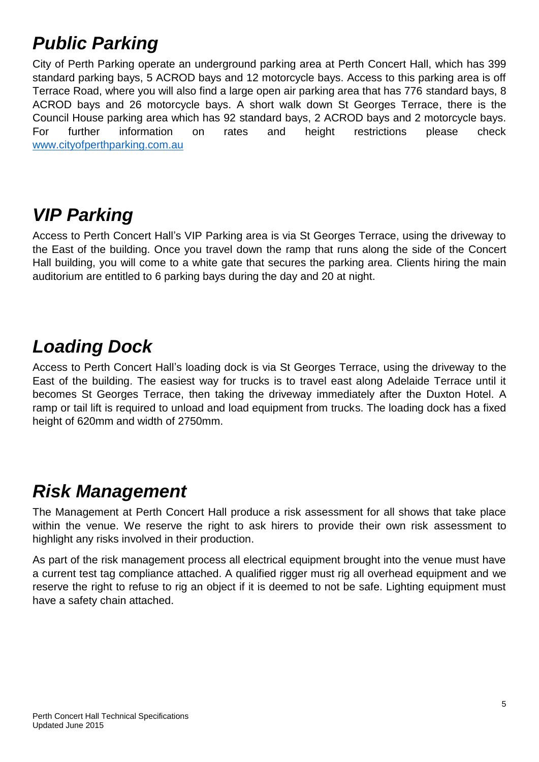## *Public Parking*

City of Perth Parking operate an underground parking area at Perth Concert Hall, which has 399 standard parking bays, 5 ACROD bays and 12 motorcycle bays. Access to this parking area is off Terrace Road, where you will also find a large open air parking area that has 776 standard bays, 8 ACROD bays and 26 motorcycle bays. A short walk down St Georges Terrace, there is the Council House parking area which has 92 standard bays, 2 ACROD bays and 2 motorcycle bays. For further information on rates and height restrictions please check www.cityofperthparking.com.au

## *VIP Parking*

Access to Perth Concert Hall's VIP Parking area is via St Georges Terrace, using the driveway to the East of the building. Once you travel down the ramp that runs along the side of the Concert Hall building, you will come to a white gate that secures the parking area. Clients hiring the main auditorium are entitled to 6 parking bays during the day and 20 at night.

## *Loading Dock*

Access to Perth Concert Hall's loading dock is via St Georges Terrace, using the driveway to the East of the building. The easiest way for trucks is to travel east along Adelaide Terrace until it becomes St Georges Terrace, then taking the driveway immediately after the Duxton Hotel. A ramp or tail lift is required to unload and load equipment from trucks. The loading dock has a fixed height of 620mm and width of 2750mm.

## *Risk Management*

The Management at Perth Concert Hall produce a risk assessment for all shows that take place within the venue. We reserve the right to ask hirers to provide their own risk assessment to highlight any risks involved in their production.

As part of the risk management process all electrical equipment brought into the venue must have a current test tag compliance attached. A qualified rigger must rig all overhead equipment and we reserve the right to refuse to rig an object if it is deemed to not be safe. Lighting equipment must have a safety chain attached.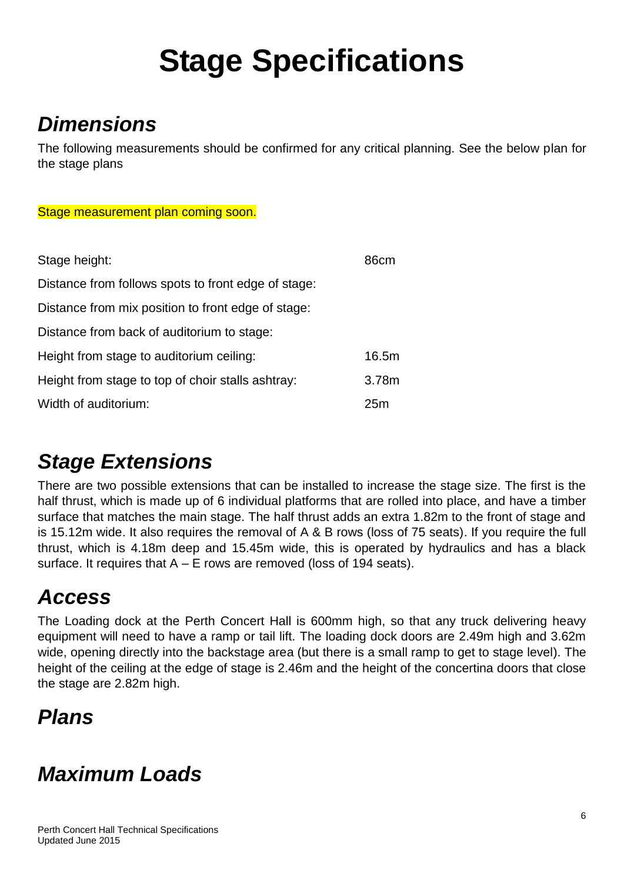# Stage Specifications

## *Dimensions*

The following measurements should be confirmed for any critical planning. See the below plan for the stage plans

Stage measurement plan coming soon.

| | |
|---|---|
| Stage height: | 86cm |
| Distance from follows spots to front edge of stage: | |
| Distance from mix position to front edge of stage: | |
| Distance from back of auditorium to stage: | |
| Height from stage to auditorium ceiling: | 16.5m |
| Height from stage to top of choir stalls ashtray: | 3.78m |
| Width of auditorium: | 25m |

## *Stage Extensions*

There are two possible extensions that can be installed to increase the stage size. The first is the half thrust, which is made up of 6 individual platforms that are rolled into place, and have a timber surface that matches the main stage. The half thrust adds an extra 1.82m to the front of stage and is 15.12m wide. It also requires the removal of A & B rows (loss of 75 seats). If you require the full thrust, which is 4.18m deep and 15.45m wide, this is operated by hydraulics and has a black surface. It requires that A – E rows are removed (loss of 194 seats).

## *Access*

The Loading dock at the Perth Concert Hall is 600mm high, so that any truck delivering heavy equipment will need to have a ramp or tail lift. The loading dock doors are 2.49m high and 3.62m wide, opening directly into the backstage area (but there is a small ramp to get to stage level). The height of the ceiling at the edge of stage is 2.46m and the height of the concertina doors that close the stage are 2.82m high.

## *Plans*

## *Maximum Loads*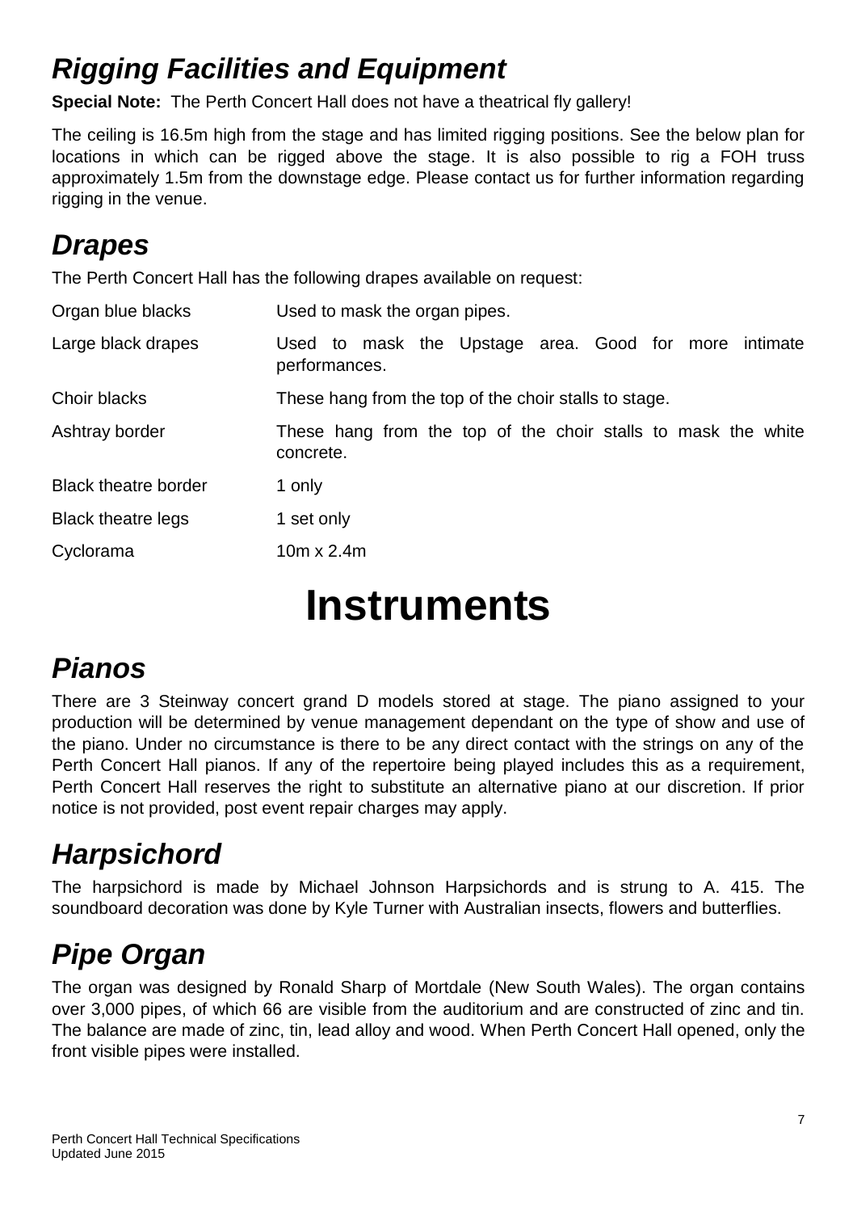## *Rigging Facilities and Equipment*

**Special Note:** The Perth Concert Hall does not have a theatrical fly gallery!

The ceiling is 16.5m high from the stage and has limited rigging positions. See the below plan for locations in which can be rigged above the stage. It is also possible to rig a FOH truss approximately 1.5m from the downstage edge. Please contact us for further information regarding rigging in the venue.

## *Drapes*

The Perth Concert Hall has the following drapes available on request:

| | |
|---|---|
| Organ blue blacks | Used to mask the organ pipes. |
| Large black drapes | Used to mask the Upstage area. Good for more intimate performances. |
| Choir blacks | These hang from the top of the choir stalls to stage. |
| Ashtray border | These hang from the top of the choir stalls to mask the white concrete. |
| Black theatre border | 1 only |
| Black theatre legs | 1 set only |
| Cyclorama | 10m x 2.4m |

# Instruments

## *Pianos*

There are 3 Steinway concert grand D models stored at stage. The piano assigned to your production will be determined by venue management dependant on the type of show and use of the piano. Under no circumstance is there to be any direct contact with the strings on any of the Perth Concert Hall pianos. If any of the repertoire being played includes this as a requirement, Perth Concert Hall reserves the right to substitute an alternative piano at our discretion. If prior notice is not provided, post event repair charges may apply.

## *Harpsichord*

The harpsichord is made by Michael Johnson Harpsichords and is strung to A. 415. The soundboard decoration was done by Kyle Turner with Australian insects, flowers and butterflies.

## *Pipe Organ*

The organ was designed by Ronald Sharp of Mortdale (New South Wales). The organ contains over 3,000 pipes, of which 66 are visible from the auditorium and are constructed of zinc and tin. The balance are made of zinc, tin, lead alloy and wood. When Perth Concert Hall opened, only the front visible pipes were installed.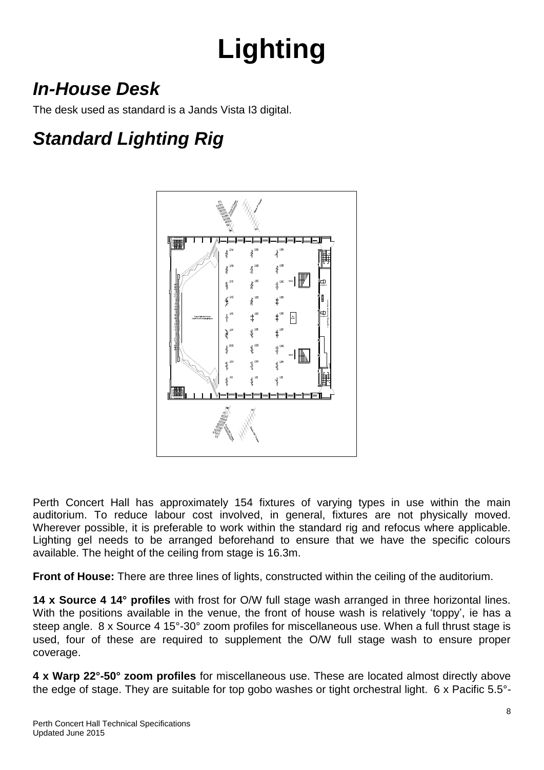# Lighting

## *In-House Desk*

The desk used as standard is a Jands Vista I3 digital.

## *Standard Lighting Rig*

Perth Concert Hall has approximately 154 fixtures of varying types in use within the main auditorium. To reduce labour cost involved, in general, fixtures are not physically moved. Wherever possible, it is preferable to work within the standard rig and refocus where applicable. Lighting gel needs to be arranged beforehand to ensure that we have the specific colours available. The height of the ceiling from stage is 16.3m.

**Front of House:** There are three lines of lights, constructed within the ceiling of the auditorium.

**14 x Source 4 14° profiles** with frost for O/W full stage wash arranged in three horizontal lines. With the positions available in the venue, the front of house wash is relatively 'toppy', ie has a steep angle. 8 x Source 4 15°-30° zoom profiles for miscellaneous use. When a full thrust stage is used, four of these are required to supplement the O/W full stage wash to ensure proper coverage.

**4 x Warp 22°-50° zoom profiles** for miscellaneous use. These are located almost directly above the edge of stage. They are suitable for top gobo washes or tight orchestral light. 6 x Pacific 5.5°-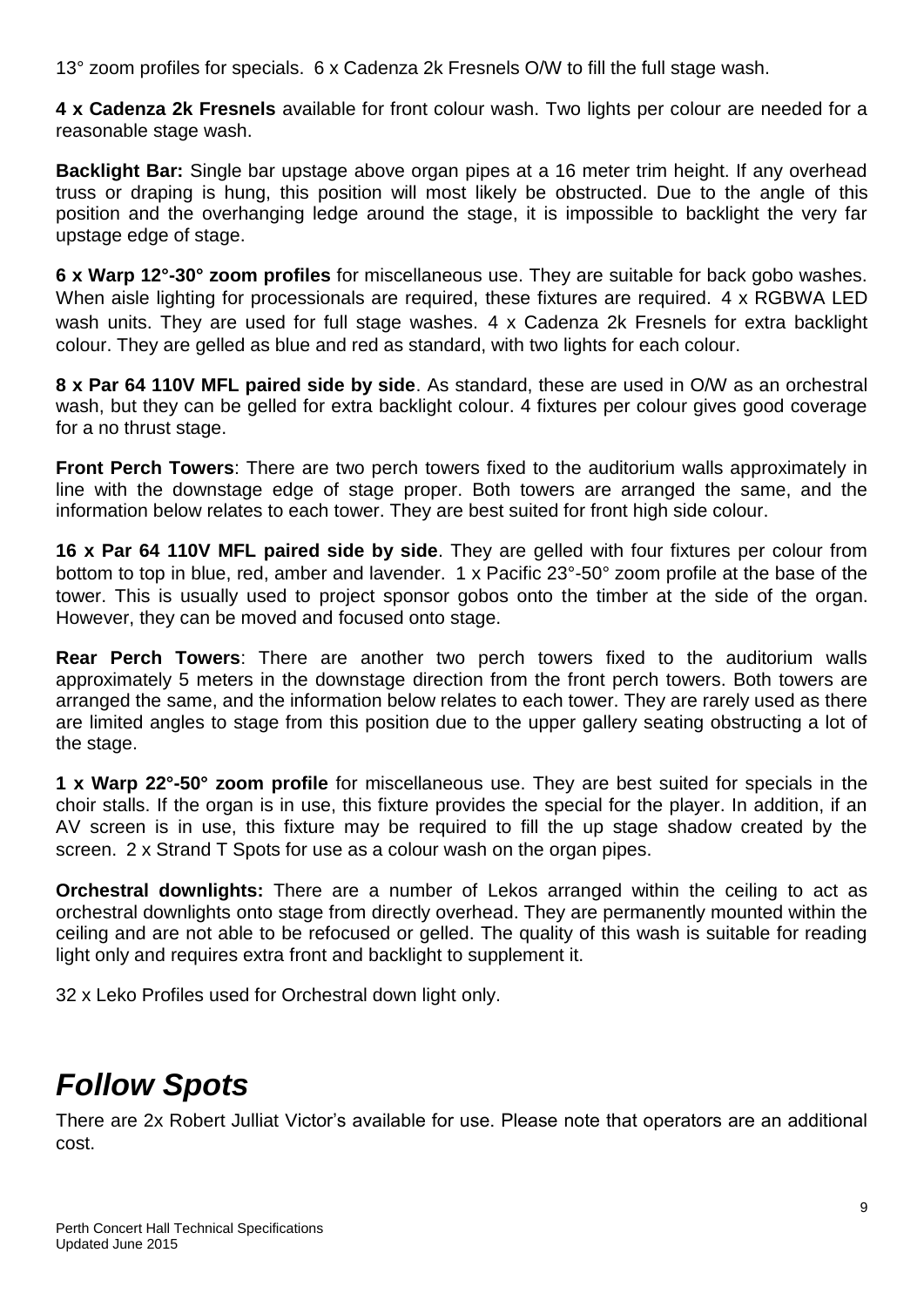13° zoom profiles for specials. 6 x Cadenza 2k Fresnels O/W to fill the full stage wash.

**4 x Cadenza 2k Fresnels** available for front colour wash. Two lights per colour are needed for a reasonable stage wash.

**Backlight Bar:** Single bar upstage above organ pipes at a 16 meter trim height. If any overhead truss or draping is hung, this position will most likely be obstructed. Due to the angle of this position and the overhanging ledge around the stage, it is impossible to backlight the very far upstage edge of stage.

**6 x Warp 12°-30° zoom profiles** for miscellaneous use. They are suitable for back gobo washes. When aisle lighting for processionals are required, these fixtures are required. 4 x RGBWA LED wash units. They are used for full stage washes. 4 x Cadenza 2k Fresnels for extra backlight colour. They are gelled as blue and red as standard, with two lights for each colour.

**8 x Par 64 110V MFL paired side by side**. As standard, these are used in O/W as an orchestral wash, but they can be gelled for extra backlight colour. 4 fixtures per colour gives good coverage for a no thrust stage.

**Front Perch Towers**: There are two perch towers fixed to the auditorium walls approximately in line with the downstage edge of stage proper. Both towers are arranged the same, and the information below relates to each tower. They are best suited for front high side colour.

**16 x Par 64 110V MFL paired side by side**. They are gelled with four fixtures per colour from bottom to top in blue, red, amber and lavender. 1 x Pacific 23°-50° zoom profile at the base of the tower. This is usually used to project sponsor gobos onto the timber at the side of the organ. However, they can be moved and focused onto stage.

**Rear Perch Towers**: There are another two perch towers fixed to the auditorium walls approximately 5 meters in the downstage direction from the front perch towers. Both towers are arranged the same, and the information below relates to each tower. They are rarely used as there are limited angles to stage from this position due to the upper gallery seating obstructing a lot of the stage.

**1 x Warp 22°-50° zoom profile** for miscellaneous use. They are best suited for specials in the choir stalls. If the organ is in use, this fixture provides the special for the player. In addition, if an AV screen is in use, this fixture may be required to fill the up stage shadow created by the screen. 2 x Strand T Spots for use as a colour wash on the organ pipes.

**Orchestral downlights:** There are a number of Lekos arranged within the ceiling to act as orchestral downlights onto stage from directly overhead. They are permanently mounted within the ceiling and are not able to be refocused or gelled. The quality of this wash is suitable for reading light only and requires extra front and backlight to supplement it.

32 x Leko Profiles used for Orchestral down light only.

# *Follow Spots*

There are 2x Robert Julliat Victor's available for use. Please note that operators are an additional cost.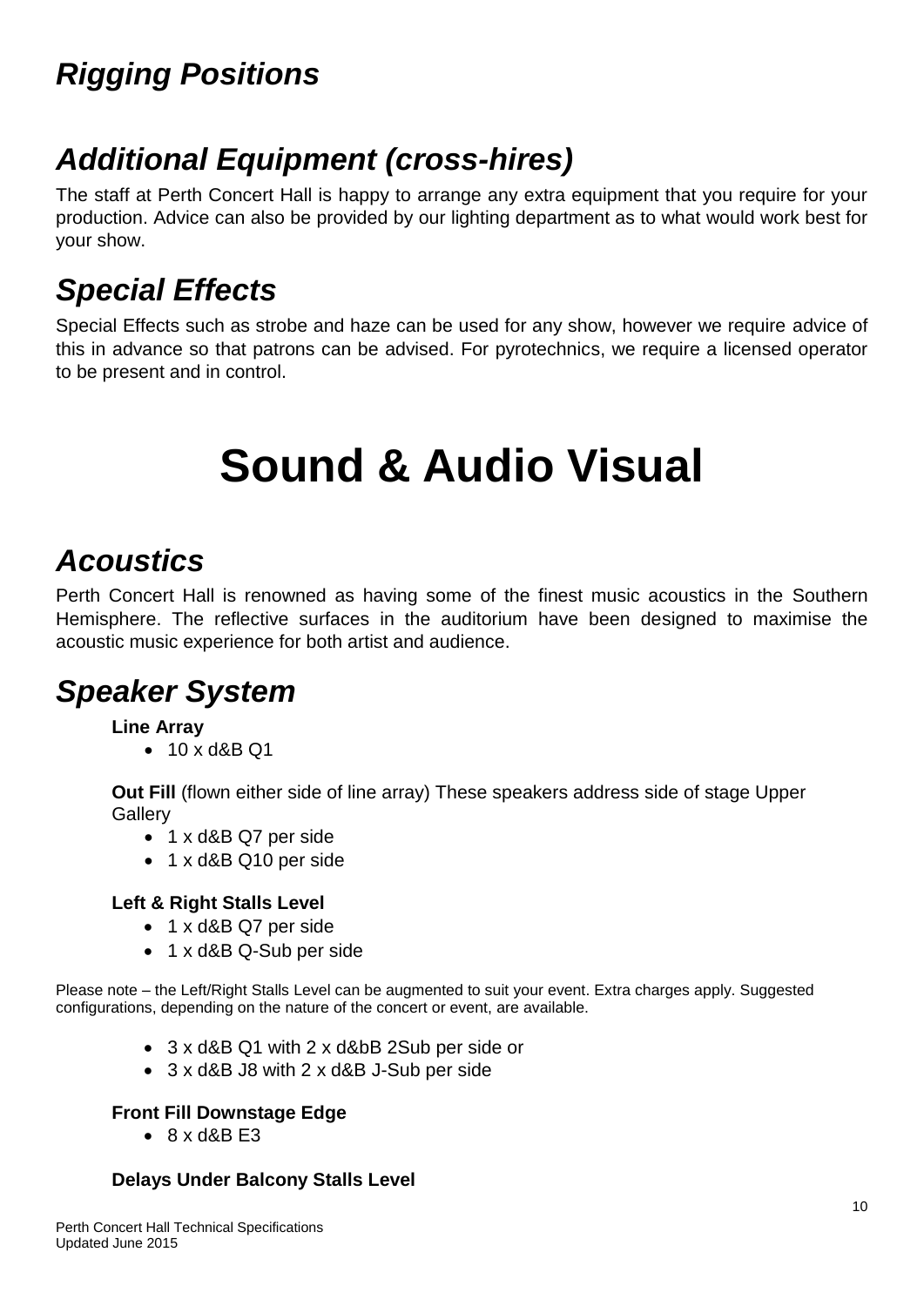## *Rigging Positions*

## *Additional Equipment (cross-hires)*

The staff at Perth Concert Hall is happy to arrange any extra equipment that you require for your production. Advice can also be provided by our lighting department as to what would work best for your show.

## *Special Effects*

Special Effects such as strobe and haze can be used for any show, however we require advice of this in advance so that patrons can be advised. For pyrotechnics, we require a licensed operator to be present and in control.

# Sound & Audio Visual

## *Acoustics*

Perth Concert Hall is renowned as having some of the finest music acoustics in the Southern Hemisphere. The reflective surfaces in the auditorium have been designed to maximise the acoustic music experience for both artist and audience.

## *Speaker System*

**Line Array**

- 10 x d&B Q1

**Out Fill** (flown either side of line array) These speakers address side of stage Upper Gallery

- 1 x d&B Q7 per side
- 1 x d&B Q10 per side

**Left & Right Stalls Level**

- 1 x d&B Q7 per side
- 1 x d&B Q-Sub per side

Please note – the Left/Right Stalls Level can be augmented to suit your event. Extra charges apply. Suggested configurations, depending on the nature of the concert or event, are available.

- 3 x d&B Q1 with 2 x d&bB 2Sub per side or
- 3 x d&B J8 with 2 x d&B J-Sub per side

**Front Fill Downstage Edge**

- 8 x d&B E3

**Delays Under Balcony Stalls Level**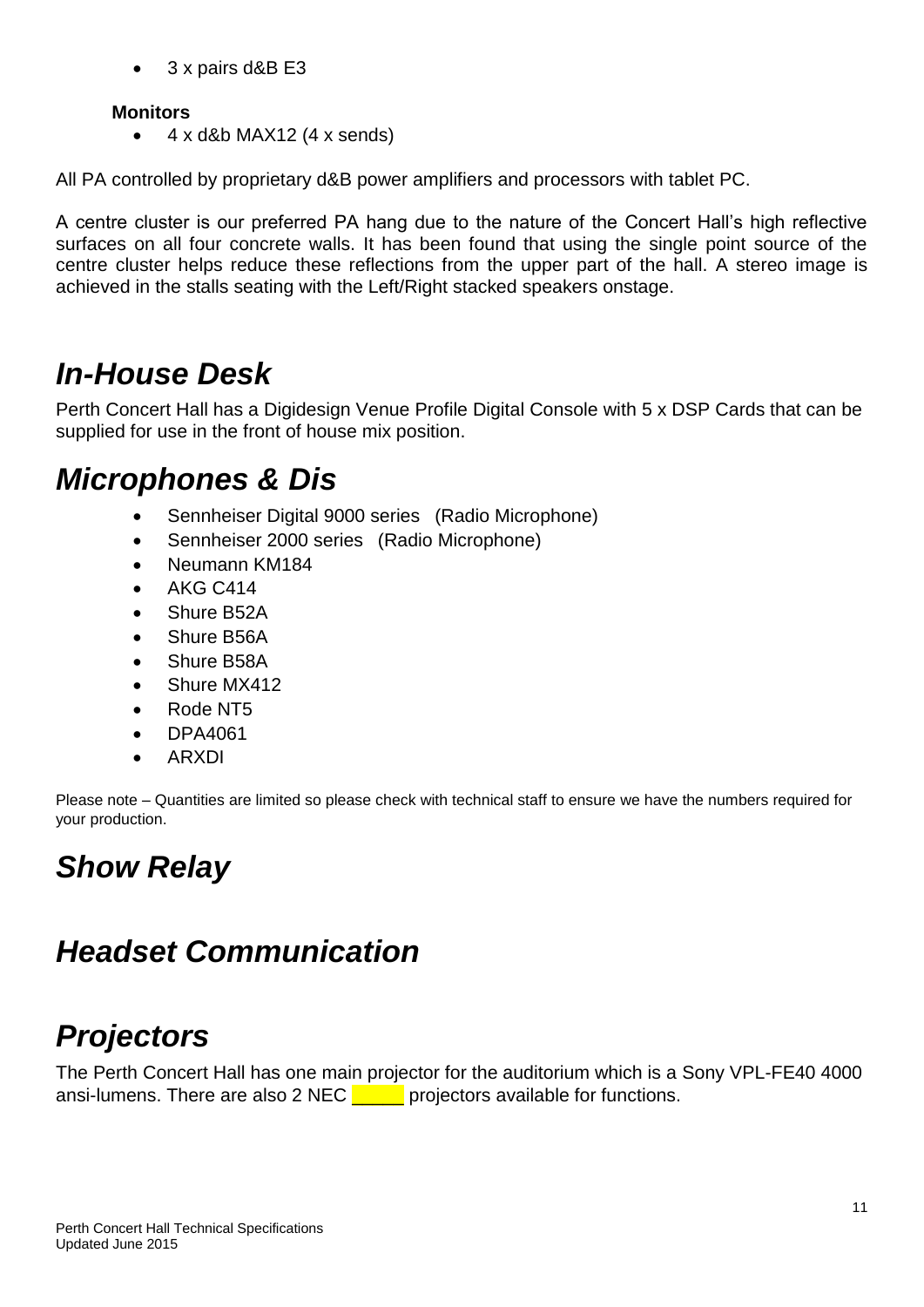- 3 x pairs d&B E3

**Monitors**

- 4 x d&b MAX12 (4 x sends)

All PA controlled by proprietary d&B power amplifiers and processors with tablet PC.

A centre cluster is our preferred PA hang due to the nature of the Concert Hall's high reflective surfaces on all four concrete walls. It has been found that using the single point source of the centre cluster helps reduce these reflections from the upper part of the hall. A stereo image is achieved in the stalls seating with the Left/Right stacked speakers onstage.

# *In-House Desk*

Perth Concert Hall has a Digidesign Venue Profile Digital Console with 5 x DSP Cards that can be supplied for use in the front of house mix position.

# *Microphones & Dis*

- Sennheiser Digital 9000 series (Radio Microphone)
- Sennheiser 2000 series (Radio Microphone)
- Neumann KM184
- AKG C414
- Shure B52A
- Shure B56A
- Shure B58A
- Shure MX412
- Rode NT5
- DPA4061
- ARXDI

Please note – Quantities are limited so please check with technical staff to ensure we have the numbers required for your production.

# *Show Relay*

# *Headset Communication*

# *Projectors*

The Perth Concert Hall has one main projector for the auditorium which is a Sony VPL-FE40 4000 ansi-lumens. There are also 2 NEC _____ projectors available for functions.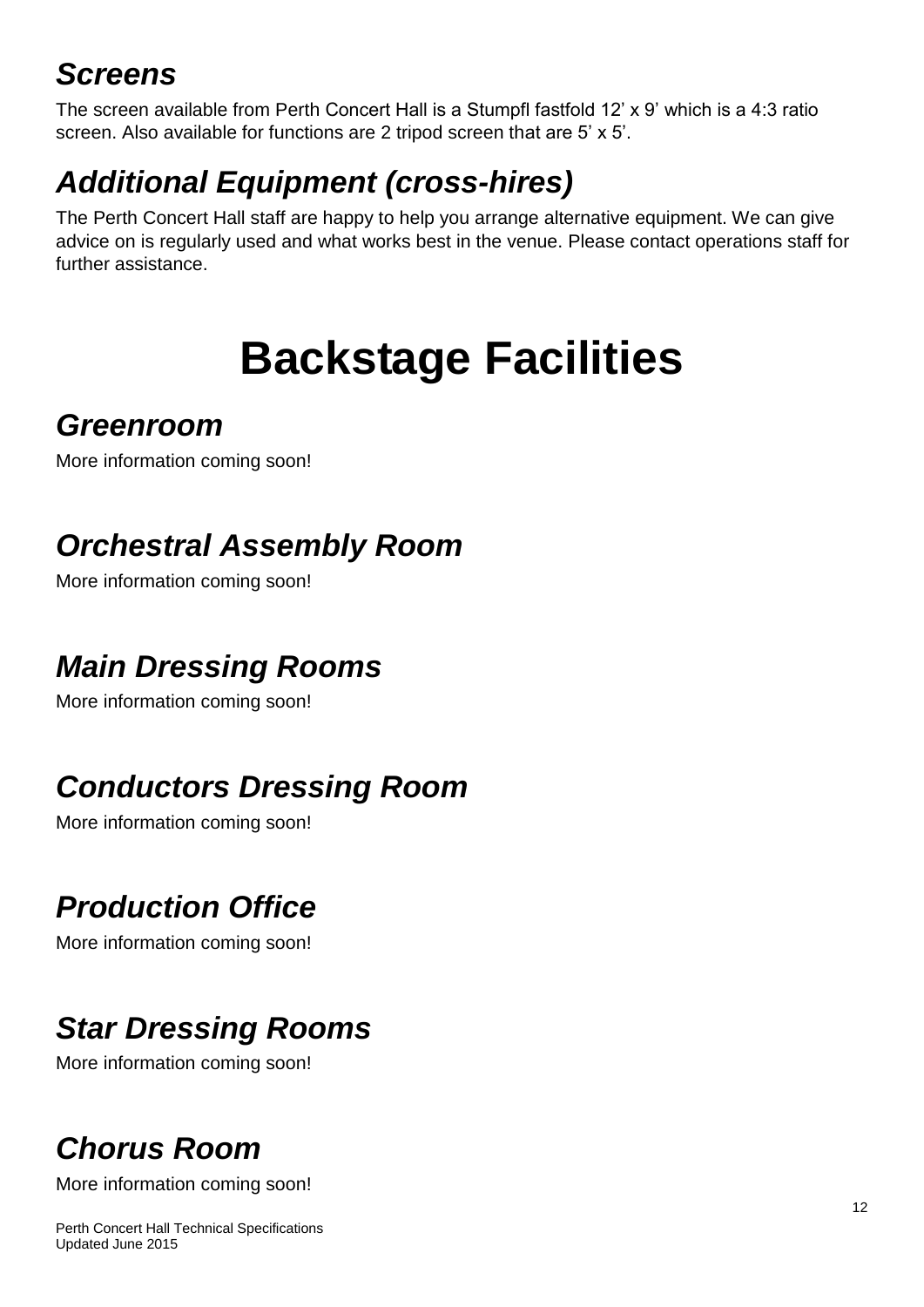## *Screens*

The screen available from Perth Concert Hall is a Stumpfl fastfold 12' x 9' which is a 4:3 ratio screen. Also available for functions are 2 tripod screen that are 5' x 5'.

## *Additional Equipment (cross-hires)*

The Perth Concert Hall staff are happy to help you arrange alternative equipment. We can give advice on is regularly used and what works best in the venue. Please contact operations staff for further assistance.

# Backstage Facilities

## *Greenroom*

More information coming soon!

## *Orchestral Assembly Room*

More information coming soon!

## *Main Dressing Rooms*

More information coming soon!

## *Conductors Dressing Room*

More information coming soon!

## *Production Office*

More information coming soon!

## *Star Dressing Rooms*

More information coming soon!

## *Chorus Room*

More information coming soon!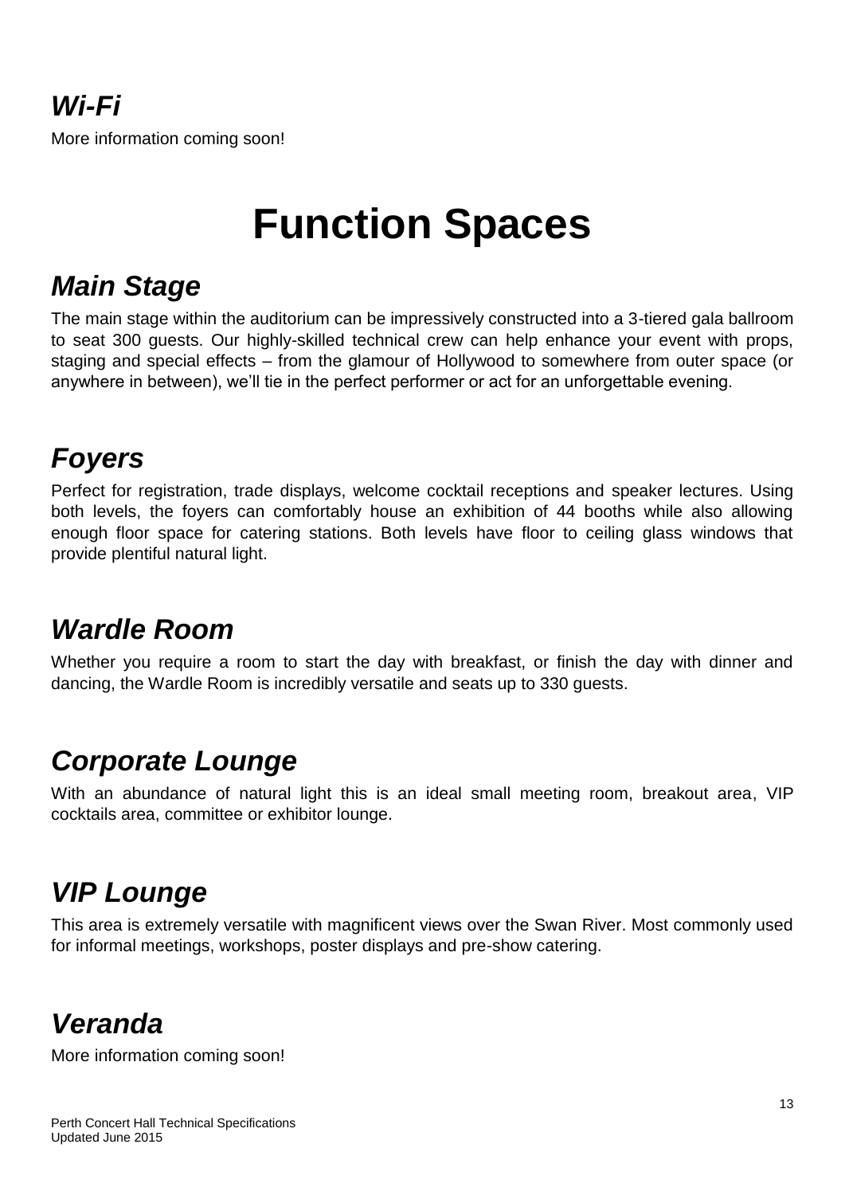## *Wi-Fi*

More information coming soon!

# Function Spaces

## *Main Stage*

The main stage within the auditorium can be impressively constructed into a 3-tiered gala ballroom to seat 300 guests. Our highly-skilled technical crew can help enhance your event with props, staging and special effects – from the glamour of Hollywood to somewhere from outer space (or anywhere in between), we'll tie in the perfect performer or act for an unforgettable evening.

## *Foyers*

Perfect for registration, trade displays, welcome cocktail receptions and speaker lectures. Using both levels, the foyers can comfortably house an exhibition of 44 booths while also allowing enough floor space for catering stations. Both levels have floor to ceiling glass windows that provide plentiful natural light.

## *Wardle Room*

Whether you require a room to start the day with breakfast, or finish the day with dinner and dancing, the Wardle Room is incredibly versatile and seats up to 330 guests.

## *Corporate Lounge*

With an abundance of natural light this is an ideal small meeting room, breakout area, VIP cocktails area, committee or exhibitor lounge.

## *VIP Lounge*

This area is extremely versatile with magnificent views over the Swan River. Most commonly used for informal meetings, workshops, poster displays and pre-show catering.

## *Veranda*

More information coming soon!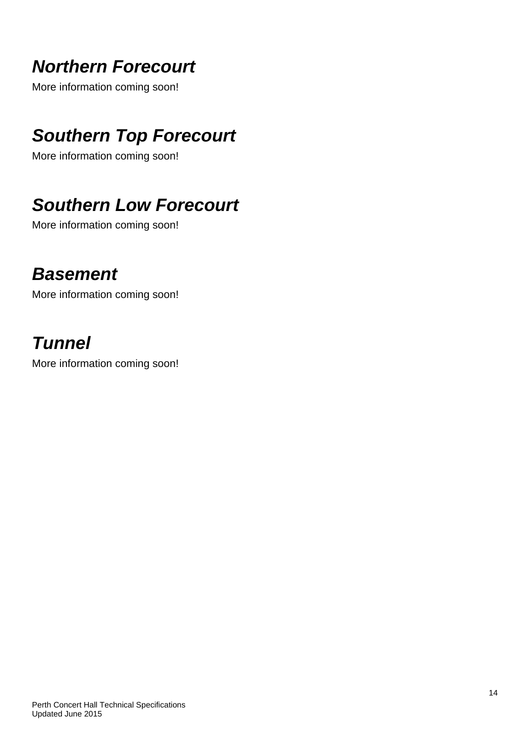## ***Northern Forecourt***

More information coming soon!

## ***Southern Top Forecourt***

More information coming soon!

## ***Southern Low Forecourt***

More information coming soon!

## ***Basement***

More information coming soon!

## ***Tunnel***

More information coming soon!